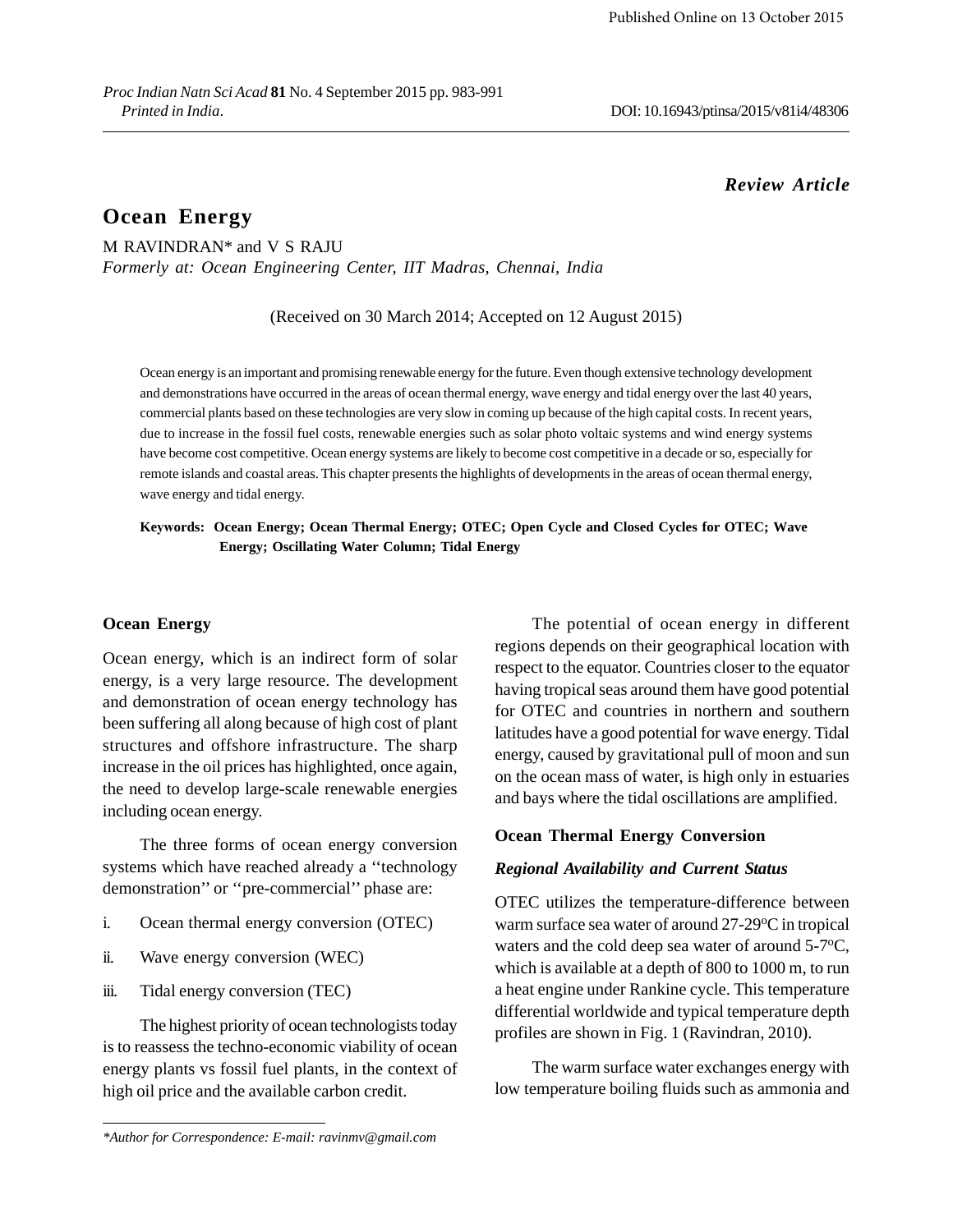*Review Article*

# Ocean Energy

M RAVINDRAN* and V S RAJU

*Formerly at: Ocean Engineering Center, IIT Madras, Chennai, India*

(Received on 30 March 2014; Accepted on 12 August 2015)

Ocean energy is an important and promising renewable energy for the future. Even though extensive technology development and demonstrations have occurred in the areas of ocean thermal energy, wave energy and tidal energy over the last 40 years, commercial plants based on these technologies are very slow in coming up because of the high capital costs. In recent years, due to increase in the fossil fuel costs, renewable energies such as solar photo voltaic systems and wind energy systems have become cost competitive. Ocean energy systems are likely to become cost competitive in a decade or so, especially for remote islands and coastal areas. This chapter presents the highlights of developments in the areas of ocean thermal energy, wave energy and tidal energy.

**Keywords: Ocean Energy; Ocean Thermal Energy; OTEC; Open Cycle and Closed Cycles for OTEC; Wave Energy; Oscillating Water Column; Tidal Energy**

## Ocean Energy

Ocean energy, which is an indirect form of solar energy, is a very large resource. The development and demonstration of ocean energy technology has been suffering all along because of high cost of plant structures and offshore infrastructure. The sharp increase in the oil prices has highlighted, once again, the need to develop large-scale renewable energies including ocean energy.

The three forms of ocean energy conversion systems which have reached already a ''technology demonstration'' or ''pre-commercial'' phase are:

i. Ocean thermal energy conversion (OTEC)

ii. Wave energy conversion (WEC)

iii. Tidal energy conversion (TEC)

The highest priority of ocean technologists today is to reassess the techno-economic viability of ocean energy plants vs fossil fuel plants, in the context of high oil price and the available carbon credit.

The potential of ocean energy in different regions depends on their geographical location with respect to the equator. Countries closer to the equator having tropical seas around them have good potential for OTEC and countries in northern and southern latitudes have a good potential for wave energy. Tidal energy, caused by gravitational pull of moon and sun on the ocean mass of water, is high only in estuaries and bays where the tidal oscillations are amplified.

## Ocean Thermal Energy Conversion

### *Regional Availability and Current Status*

OTEC utilizes the temperature-difference between warm surface sea water of around 27-29$^{o}$C in tropical waters and the cold deep sea water of around 5-7$^{o}$C, which is available at a depth of 800 to 1000 m, to run a heat engine under Rankine cycle. This temperature differential worldwide and typical temperature depth profiles are shown in Fig. 1 (Ravindran, 2010).

The warm surface water exchanges energy with low temperature boiling fluids such as ammonia and

*Author for Correspondence: E-mail: ravinmv@gmail.com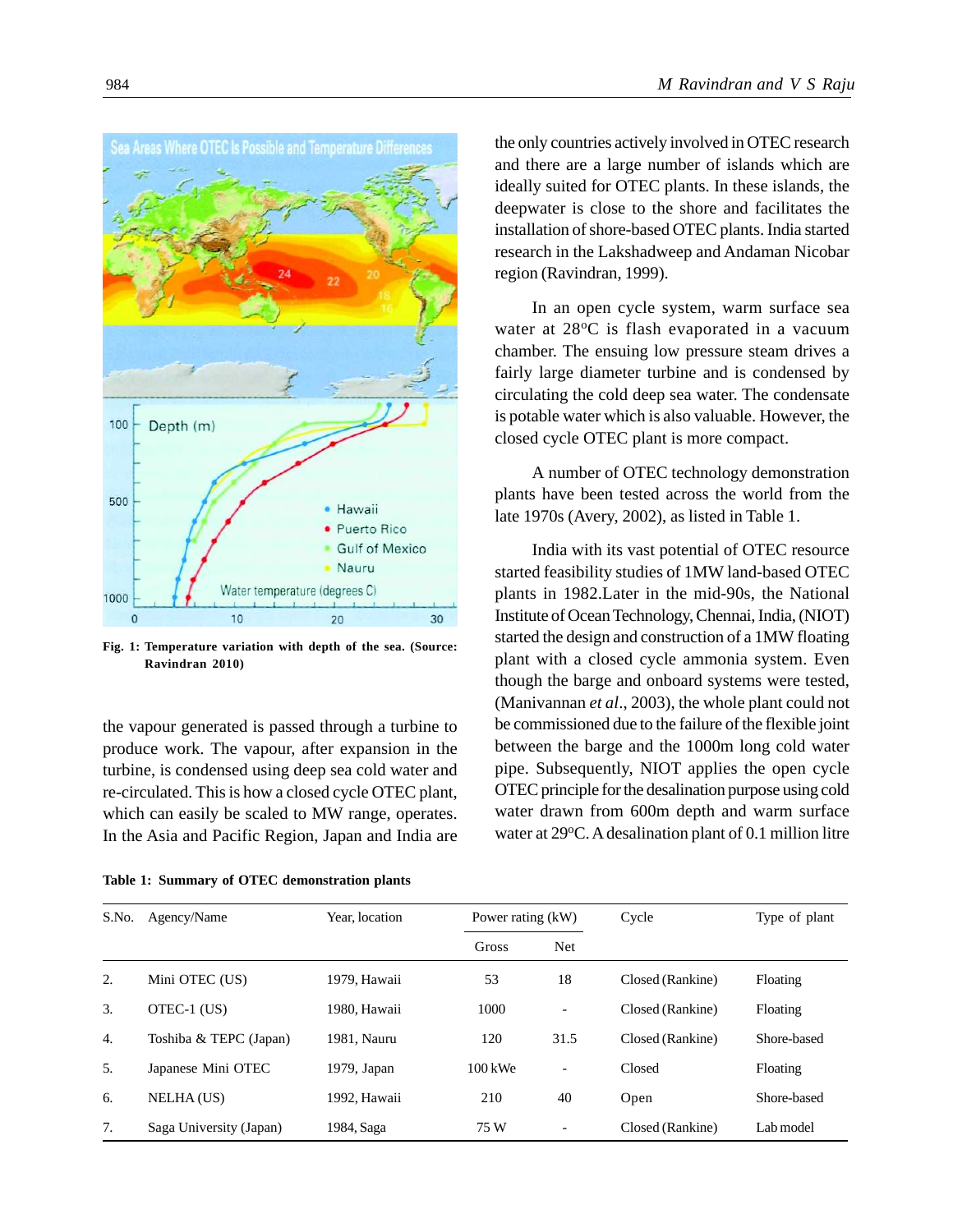Fig. 1: Temperature variation with depth of the sea. (Source: Ravindran 2010)

the vapour generated is passed through a turbine to produce work. The vapour, after expansion in the turbine, is condensed using deep sea cold water and re-circulated. This is how a closed cycle OTEC plant, which can easily be scaled to MW range, operates. In the Asia and Pacific Region, Japan and India are the only countries actively involved in OTEC research and there are a large number of islands which are ideally suited for OTEC plants. In these islands, the deepwater is close to the shore and facilitates the installation of shore-based OTEC plants. India started research in the Lakshadweep and Andaman Nicobar region (Ravindran, 1999).

In an open cycle system, warm surface sea water at 28°C is flash evaporated in a vacuum chamber. The ensuing low pressure steam drives a fairly large diameter turbine and is condensed by circulating the cold deep sea water. The condensate is potable water which is also valuable. However, the closed cycle OTEC plant is more compact.

A number of OTEC technology demonstration plants have been tested across the world from the late 1970s (Avery, 2002), as listed in Table 1.

India with its vast potential of OTEC resource started feasibility studies of 1MW land-based OTEC plants in 1982.Later in the mid-90s, the National Institute of Ocean Technology, Chennai, India, (NIOT) started the design and construction of a 1MW floating plant with a closed cycle ammonia system. Even though the barge and onboard systems were tested, (Manivannan *et al*., 2003), the whole plant could not be commissioned due to the failure of the flexible joint between the barge and the 1000m long cold water pipe. Subsequently, NIOT applies the open cycle OTEC principle for the desalination purpose using cold water drawn from 600m depth and warm surface water at 29°C. A desalination plant of 0.1 million litre

**Table 1: Summary of OTEC demonstration plants**

| S.No. | Agency/Name | Year, location | Power rating (kW) | | Cycle | Type of plant |
|---|---|---|---|---|---|---|
| | | | Gross | Net | | |
| 2. | Mini OTEC (US) | 1979, Hawaii | 53 | 18 | Closed (Rankine) | Floating |
| 3. | OTEC-1 (US) | 1980, Hawaii | 1000 | - | Closed (Rankine) | Floating |
| 4. | Toshiba & TEPC (Japan) | 1981, Nauru | 120 | 31.5 | Closed (Rankine) | Shore-based |
| 5. | Japanese Mini OTEC | 1979, Japan | 100 kWe | - | Closed | Floating |
| 6. | NELHA (US) | 1992, Hawaii | 210 | 40 | Open | Shore-based |
| 7. | Saga University (Japan) | 1984, Saga | 75 W | - | Closed (Rankine) | Lab model |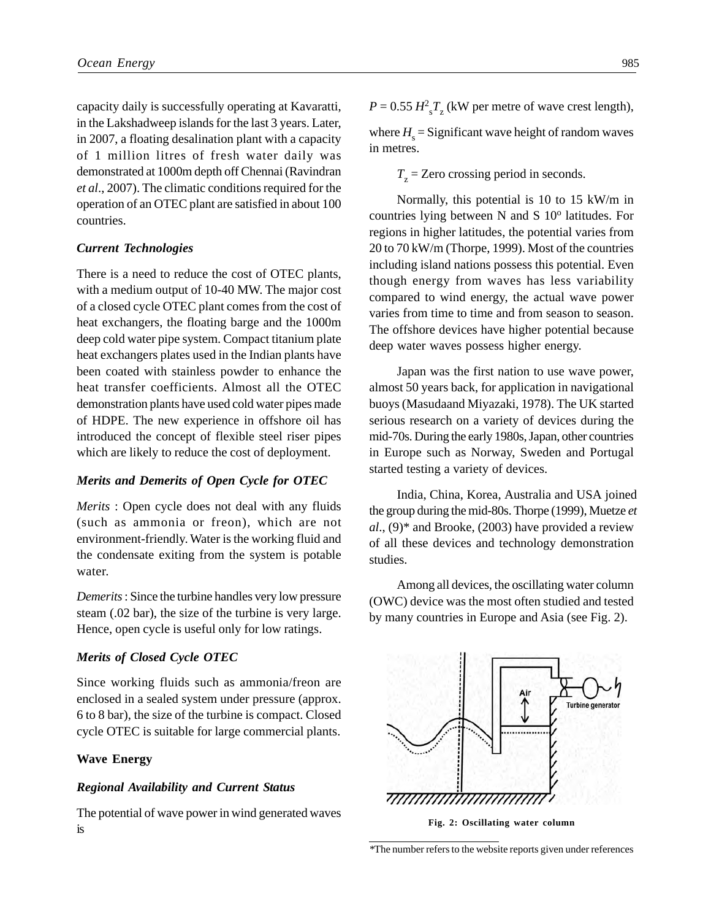capacity daily is successfully operating at Kavaratti, in the Lakshadweep islands for the last 3 years. Later, in 2007, a floating desalination plant with a capacity of 1 million litres of fresh water daily was demonstrated at 1000m depth off Chennai (Ravindran *et al*., 2007). The climatic conditions required for the operation of an OTEC plant are satisfied in about 100 countries.

### *Current Technologies*

There is a need to reduce the cost of OTEC plants, with a medium output of 10-40 MW. The major cost of a closed cycle OTEC plant comes from the cost of heat exchangers, the floating barge and the 1000m deep cold water pipe system. Compact titanium plate heat exchangers plates used in the Indian plants have been coated with stainless powder to enhance the heat transfer coefficients. Almost all the OTEC demonstration plants have used cold water pipes made of HDPE. The new experience in offshore oil has introduced the concept of flexible steel riser pipes which are likely to reduce the cost of deployment.

### *Merits and Demerits of Open Cycle for OTEC*

*Merits* : Open cycle does not deal with any fluids (such as ammonia or freon), which are not environment-friendly. Water is the working fluid and the condensate exiting from the system is potable water.

*Demerits* : Since the turbine handles very low pressure steam (.02 bar), the size of the turbine is very large. Hence, open cycle is useful only for low ratings.

### *Merits of Closed Cycle OTEC*

Since working fluids such as ammonia/freon are enclosed in a sealed system under pressure (approx. 6 to 8 bar), the size of the turbine is compact. Closed cycle OTEC is suitable for large commercial plants.

## Wave Energy

### *Regional Availability and Current Status*

The potential of wave power in wind generated waves is

$P = 0.55\, H_s^2 T_z$ (kW per metre of wave crest length),

where $H_s$ = Significant wave height of random waves in metres.

$T_z$ = Zero crossing period in seconds.

Normally, this potential is 10 to 15 kW/m in countries lying between N and S 10° latitudes. For regions in higher latitudes, the potential varies from 20 to 70 kW/m (Thorpe, 1999). Most of the countries including island nations possess this potential. Even though energy from waves has less variability compared to wind energy, the actual wave power varies from time to time and from season to season. The offshore devices have higher potential because deep water waves possess higher energy.

Japan was the first nation to use wave power, almost 50 years back, for application in navigational buoys (Masudaand Miyazaki, 1978). The UK started serious research on a variety of devices during the mid-70s. During the early 1980s, Japan, other countries in Europe such as Norway, Sweden and Portugal started testing a variety of devices.

India, China, Korea, Australia and USA joined the group during the mid-80s. Thorpe (1999), Muetze *et al*., (9)* and Brooke, (2003) have provided a review of all these devices and technology demonstration studies.

Among all devices, the oscillating water column (OWC) device was the most often studied and tested by many countries in Europe and Asia (see Fig. 2).

Fig. 2: Oscillating water column

*The number refers to the website reports given under references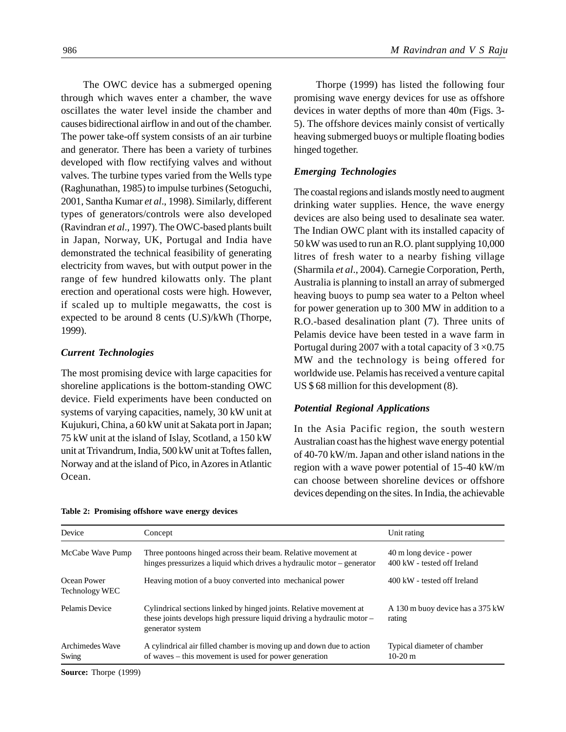The OWC device has a submerged opening through which waves enter a chamber, the wave oscillates the water level inside the chamber and causes bidirectional airflow in and out of the chamber. The power take-off system consists of an air turbine and generator. There has been a variety of turbines developed with flow rectifying valves and without valves. The turbine types varied from the Wells type (Raghunathan, 1985) to impulse turbines (Setoguchi, 2001, Santha Kumar *et al*., 1998). Similarly, different types of generators/controls were also developed (Ravindran *et al*., 1997). The OWC-based plants built in Japan, Norway, UK, Portugal and India have demonstrated the technical feasibility of generating electricity from waves, but with output power in the range of few hundred kilowatts only. The plant erection and operational costs were high. However, if scaled up to multiple megawatts, the cost is expected to be around 8 cents (U.S)/kWh (Thorpe, 1999).

### *Current Technologies*

The most promising device with large capacities for shoreline applications is the bottom-standing OWC device. Field experiments have been conducted on systems of varying capacities, namely, 30 kW unit at Kujukuri, China, a 60 kW unit at Sakata port in Japan; 75 kW unit at the island of Islay, Scotland, a 150 kW unit at Trivandrum, India, 500 kW unit at Toftes fallen, Norway and at the island of Pico, in Azores in Atlantic Ocean.

Thorpe (1999) has listed the following four promising wave energy devices for use as offshore devices in water depths of more than 40m (Figs. 3-5). The offshore devices mainly consist of vertically heaving submerged buoys or multiple floating bodies hinged together.

### *Emerging Technologies*

The coastal regions and islands mostly need to augment drinking water supplies. Hence, the wave energy devices are also being used to desalinate sea water. The Indian OWC plant with its installed capacity of 50 kW was used to run an R.O. plant supplying 10,000 litres of fresh water to a nearby fishing village (Sharmila *et al*., 2004). Carnegie Corporation, Perth, Australia is planning to install an array of submerged heaving buoys to pump sea water to a Pelton wheel for power generation up to 300 MW in addition to a R.O.-based desalination plant (7). Three units of Pelamis device have been tested in a wave farm in Portugal during 2007 with a total capacity of $3 \times 0.75$ MW and the technology is being offered for worldwide use. Pelamis has received a venture capital US $ 68 million for this development (8).

### *Potential Regional Applications*

In the Asia Pacific region, the south western Australian coast has the highest wave energy potential of 40-70 kW/m. Japan and other island nations in the region with a wave power potential of 15-40 kW/m can choose between shoreline devices or offshore devices depending on the sites. In India, the achievable

**Table 2: Promising offshore wave energy devices**

| Device | Concept | Unit rating |
|---|---|---|
| McCabe Wave Pump | Three pontoons hinged across their beam. Relative movement at hinges pressurizes a liquid which drives a hydraulic motor – generator | 40 m long device - power 400 kW - tested off Ireland |
| Ocean Power Technology WEC | Heaving motion of a buoy converted into mechanical power | 400 kW - tested off Ireland |
| Pelamis Device | Cylindrical sections linked by hinged joints. Relative movement at these joints develops high pressure liquid driving a hydraulic motor – generator system | A 130 m buoy device has a 375 kW rating |
| Archimedes Wave Swing | A cylindrical air filled chamber is moving up and down due to action of waves – this movement is used for power generation | Typical diameter of chamber 10-20 m |

**Source:** Thorpe (1999)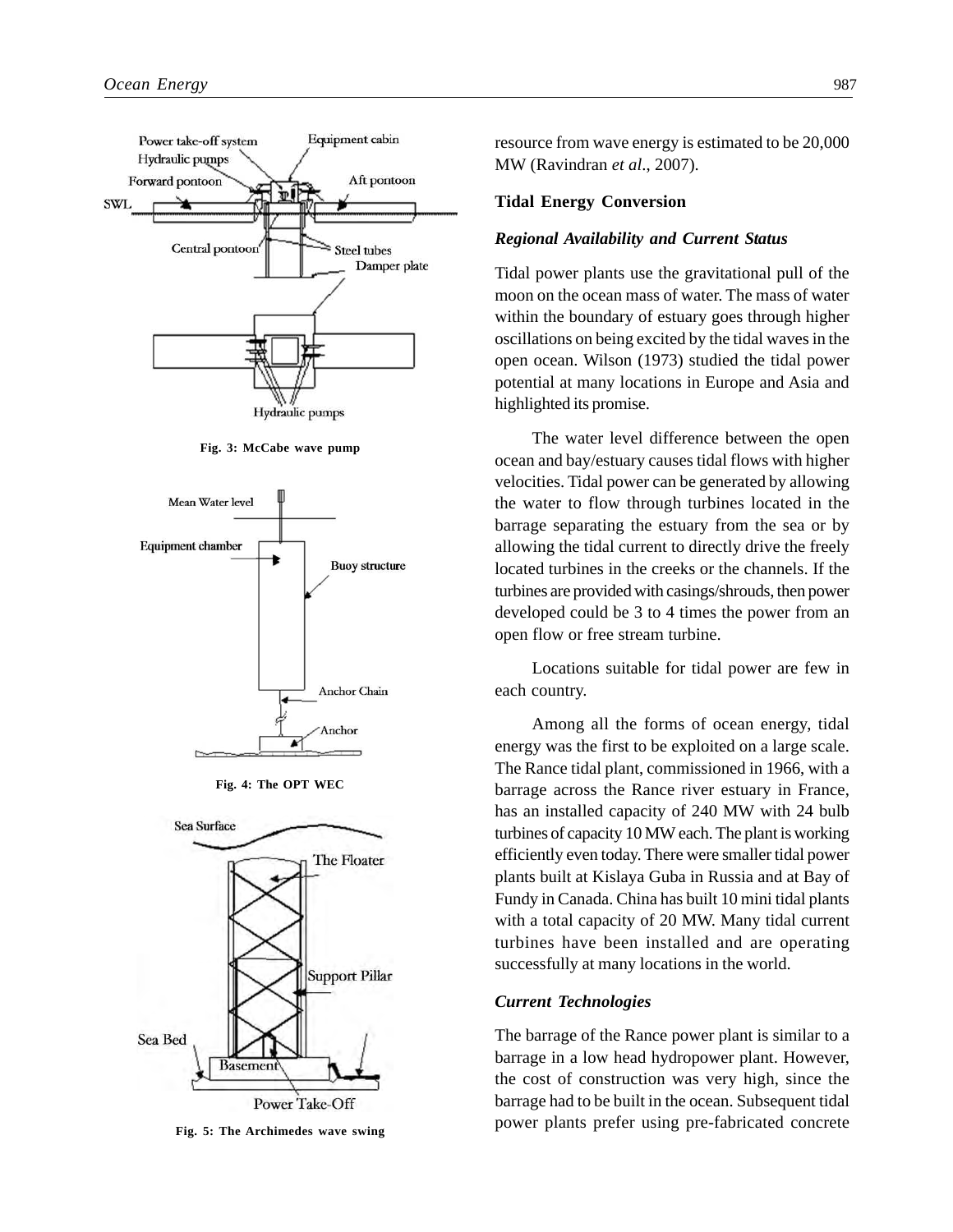Fig. 3: McCabe wave pump

Fig. 4: The OPT WEC

Fig. 5: The Archimedes wave swing

resource from wave energy is estimated to be 20,000 MW (Ravindran *et al*., 2007).

### Tidal Energy Conversion

#### *Regional Availability and Current Status*

Tidal power plants use the gravitational pull of the moon on the ocean mass of water. The mass of water within the boundary of estuary goes through higher oscillations on being excited by the tidal waves in the open ocean. Wilson (1973) studied the tidal power potential at many locations in Europe and Asia and highlighted its promise.

The water level difference between the open ocean and bay/estuary causes tidal flows with higher velocities. Tidal power can be generated by allowing the water to flow through turbines located in the barrage separating the estuary from the sea or by allowing the tidal current to directly drive the freely located turbines in the creeks or the channels. If the turbines are provided with casings/shrouds, then power developed could be 3 to 4 times the power from an open flow or free stream turbine.

Locations suitable for tidal power are few in each country.

Among all the forms of ocean energy, tidal energy was the first to be exploited on a large scale. The Rance tidal plant, commissioned in 1966, with a barrage across the Rance river estuary in France, has an installed capacity of 240 MW with 24 bulb turbines of capacity 10 MW each. The plant is working efficiently even today. There were smaller tidal power plants built at Kislaya Guba in Russia and at Bay of Fundy in Canada. China has built 10 mini tidal plants with a total capacity of 20 MW. Many tidal current turbines have been installed and are operating successfully at many locations in the world.

#### *Current Technologies*

The barrage of the Rance power plant is similar to a barrage in a low head hydropower plant. However, the cost of construction was very high, since the barrage had to be built in the ocean. Subsequent tidal power plants prefer using pre-fabricated concrete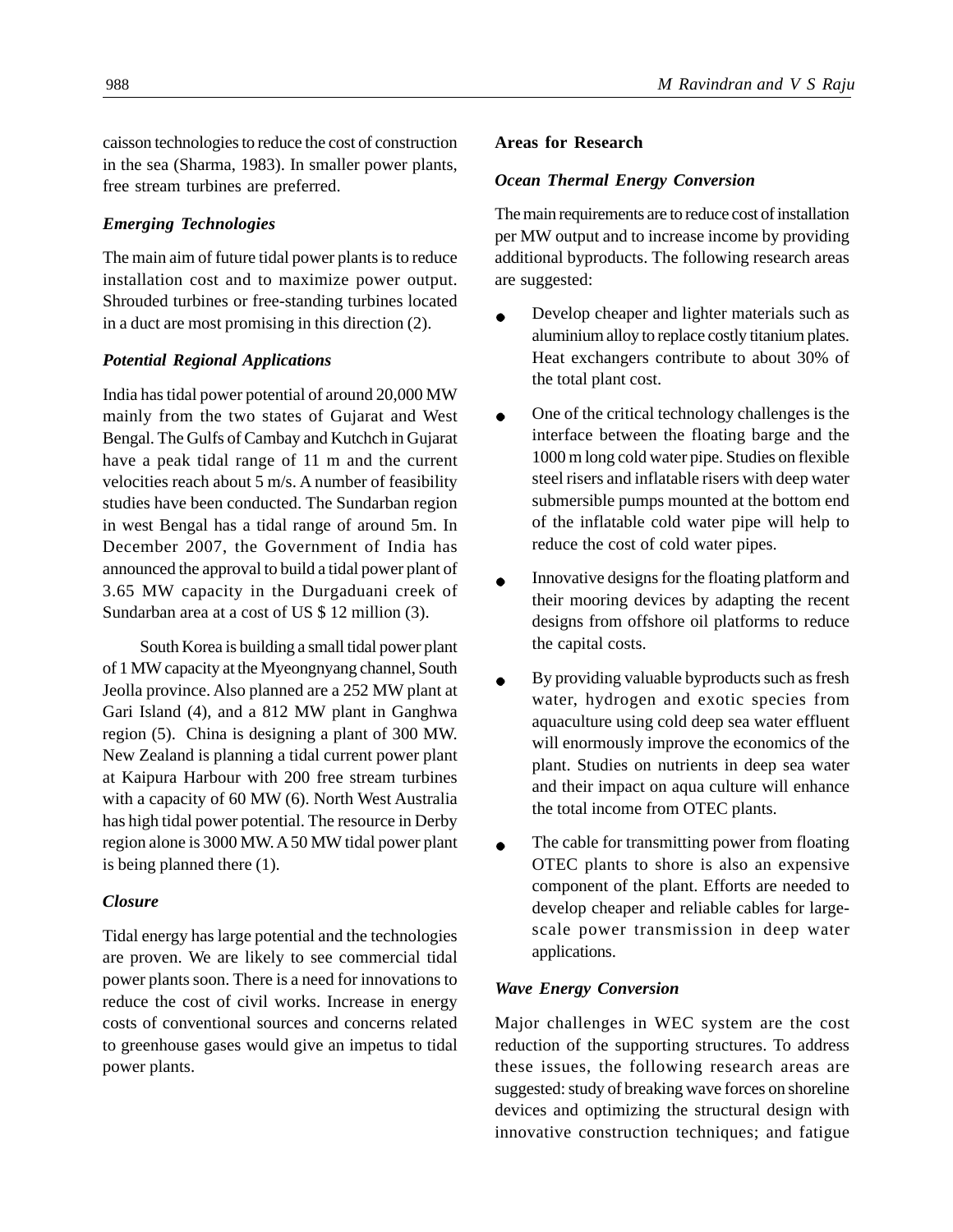caisson technologies to reduce the cost of construction in the sea (Sharma, 1983). In smaller power plants, free stream turbines are preferred.

### *Emerging Technologies*

The main aim of future tidal power plants is to reduce installation cost and to maximize power output. Shrouded turbines or free-standing turbines located in a duct are most promising in this direction (2).

### *Potential Regional Applications*

India has tidal power potential of around 20,000 MW mainly from the two states of Gujarat and West Bengal. The Gulfs of Cambay and Kutchch in Gujarat have a peak tidal range of 11 m and the current velocities reach about 5 m/s. A number of feasibility studies have been conducted. The Sundarban region in west Bengal has a tidal range of around 5m. In December 2007, the Government of India has announced the approval to build a tidal power plant of 3.65 MW capacity in the Durgaduani creek of Sundarban area at a cost of US $ 12 million (3).

South Korea is building a small tidal power plant of 1 MW capacity at the Myeongnyang channel, South Jeolla province. Also planned are a 252 MW plant at Gari Island (4), and a 812 MW plant in Ganghwa region (5). China is designing a plant of 300 MW. New Zealand is planning a tidal current power plant at Kaipura Harbour with 200 free stream turbines with a capacity of 60 MW (6). North West Australia has high tidal power potential. The resource in Derby region alone is 3000 MW. A 50 MW tidal power plant is being planned there (1).

### *Closure*

Tidal energy has large potential and the technologies are proven. We are likely to see commercial tidal power plants soon. There is a need for innovations to reduce the cost of civil works. Increase in energy costs of conventional sources and concerns related to greenhouse gases would give an impetus to tidal power plants.

## Areas for Research

### *Ocean Thermal Energy Conversion*

The main requirements are to reduce cost of installation per MW output and to increase income by providing additional byproducts. The following research areas are suggested:

- Develop cheaper and lighter materials such as aluminium alloy to replace costly titanium plates. Heat exchangers contribute to about 30% of the total plant cost.
- One of the critical technology challenges is the interface between the floating barge and the 1000 m long cold water pipe. Studies on flexible steel risers and inflatable risers with deep water submersible pumps mounted at the bottom end of the inflatable cold water pipe will help to reduce the cost of cold water pipes.
- Innovative designs for the floating platform and their mooring devices by adapting the recent designs from offshore oil platforms to reduce the capital costs.
- By providing valuable byproducts such as fresh water, hydrogen and exotic species from aquaculture using cold deep sea water effluent will enormously improve the economics of the plant. Studies on nutrients in deep sea water and their impact on aqua culture will enhance the total income from OTEC plants.
- The cable for transmitting power from floating OTEC plants to shore is also an expensive component of the plant. Efforts are needed to develop cheaper and reliable cables for large-scale power transmission in deep water applications.

### *Wave Energy Conversion*

Major challenges in WEC system are the cost reduction of the supporting structures. To address these issues, the following research areas are suggested: study of breaking wave forces on shoreline devices and optimizing the structural design with innovative construction techniques; and fatigue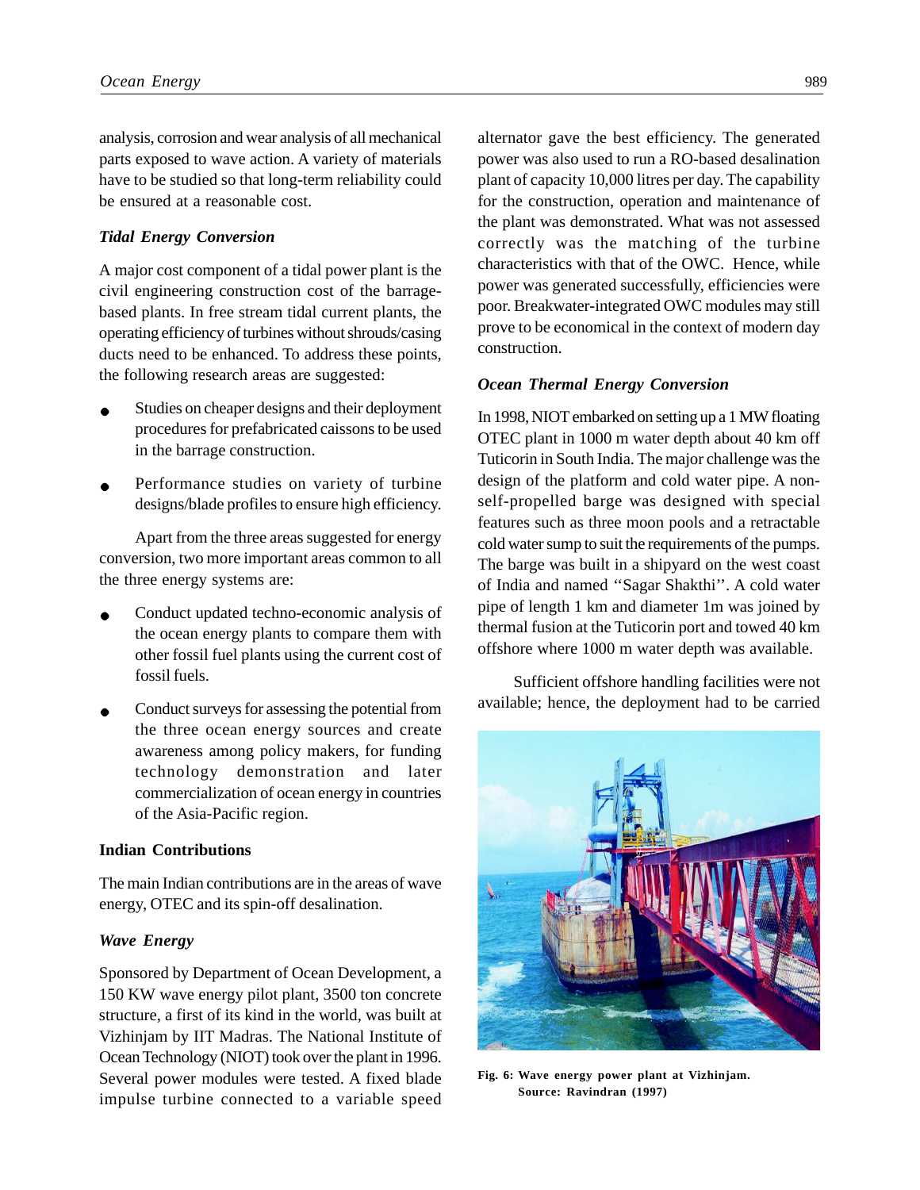analysis, corrosion and wear analysis of all mechanical parts exposed to wave action. A variety of materials have to be studied so that long-term reliability could be ensured at a reasonable cost.

### *Tidal Energy Conversion*

A major cost component of a tidal power plant is the civil engineering construction cost of the barrage-based plants. In free stream tidal current plants, the operating efficiency of turbines without shrouds/casing ducts need to be enhanced. To address these points, the following research areas are suggested:

- Studies on cheaper designs and their deployment procedures for prefabricated caissons to be used in the barrage construction.
- Performance studies on variety of turbine designs/blade profiles to ensure high efficiency.

Apart from the three areas suggested for energy conversion, two more important areas common to all the three energy systems are:

- Conduct updated techno-economic analysis of the ocean energy plants to compare them with other fossil fuel plants using the current cost of fossil fuels.
- Conduct surveys for assessing the potential from the three ocean energy sources and create awareness among policy makers, for funding technology demonstration and later commercialization of ocean energy in countries of the Asia-Pacific region.

## Indian Contributions

The main Indian contributions are in the areas of wave energy, OTEC and its spin-off desalination.

### *Wave Energy*

Sponsored by Department of Ocean Development, a 150 KW wave energy pilot plant, 3500 ton concrete structure, a first of its kind in the world, was built at Vizhinjam by IIT Madras. The National Institute of Ocean Technology (NIOT) took over the plant in 1996. Several power modules were tested. A fixed blade impulse turbine connected to a variable speed alternator gave the best efficiency. The generated power was also used to run a RO-based desalination plant of capacity 10,000 litres per day. The capability for the construction, operation and maintenance of the plant was demonstrated. What was not assessed correctly was the matching of the turbine characteristics with that of the OWC. Hence, while power was generated successfully, efficiencies were poor. Breakwater-integrated OWC modules may still prove to be economical in the context of modern day construction.

### *Ocean Thermal Energy Conversion*

In 1998, NIOT embarked on setting up a 1 MW floating OTEC plant in 1000 m water depth about 40 km off Tuticorin in South India. The major challenge was the design of the platform and cold water pipe. A non-self-propelled barge was designed with special features such as three moon pools and a retractable cold water sump to suit the requirements of the pumps. The barge was built in a shipyard on the west coast of India and named ''Sagar Shakthi''. A cold water pipe of length 1 km and diameter 1m was joined by thermal fusion at the Tuticorin port and towed 40 km offshore where 1000 m water depth was available.

Sufficient offshore handling facilities were not available; hence, the deployment had to be carried

**Fig. 6: Wave energy power plant at Vizhinjam. Source: Ravindran (1997)**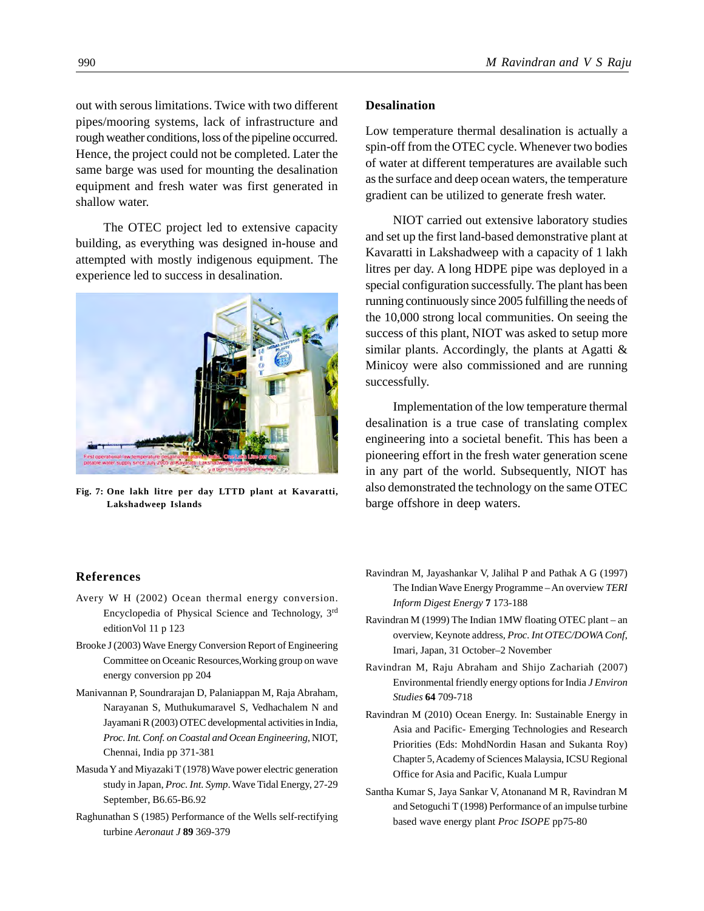out with serous limitations. Twice with two different pipes/mooring systems, lack of infrastructure and rough weather conditions, loss of the pipeline occurred. Hence, the project could not be completed. Later the same barge was used for mounting the desalination equipment and fresh water was first generated in shallow water.

The OTEC project led to extensive capacity building, as everything was designed in-house and attempted with mostly indigenous equipment. The experience led to success in desalination.

**Fig. 7: One lakh litre per day LTTD plant at Kavaratti, Lakshadweep Islands**

## Desalination

Low temperature thermal desalination is actually a spin-off from the OTEC cycle. Whenever two bodies of water at different temperatures are available such as the surface and deep ocean waters, the temperature gradient can be utilized to generate fresh water.

NIOT carried out extensive laboratory studies and set up the first land-based demonstrative plant at Kavaratti in Lakshadweep with a capacity of 1 lakh litres per day. A long HDPE pipe was deployed in a special configuration successfully. The plant has been running continuously since 2005 fulfilling the needs of the 10,000 strong local communities. On seeing the success of this plant, NIOT was asked to setup more similar plants. Accordingly, the plants at Agatti & Minicoy were also commissioned and are running successfully.

Implementation of the low temperature thermal desalination is a true case of translating complex engineering into a societal benefit. This has been a pioneering effort in the fresh water generation scene in any part of the world. Subsequently, NIOT has also demonstrated the technology on the same OTEC barge offshore in deep waters.

## References

Avery W H (2002) Ocean thermal energy conversion. Encyclopedia of Physical Science and Technology, 3rd editionVol 11 p 123

Brooke J (2003) Wave Energy Conversion Report of Engineering Committee on Oceanic Resources,Working group on wave energy conversion pp 204

Manivannan P, Soundrarajan D, Palaniappan M, Raja Abraham, Narayanan S, Muthukumaravel S, Vedhachalem N and Jayamani R (2003) OTEC developmental activities in India, *Proc. Int. Conf. on Coastal and Ocean Engineering*, NIOT, Chennai, India pp 371-381

Masuda Y and Miyazaki T (1978) Wave power electric generation study in Japan, *Proc. Int. Symp*. Wave Tidal Energy, 27-29 September, B6.65-B6.92

Raghunathan S (1985) Performance of the Wells self-rectifying turbine *Aeronaut J* **89** 369-379

Ravindran M, Jayashankar V, Jalihal P and Pathak A G (1997) The Indian Wave Energy Programme – An overview *TERI Inform Digest Energy* **7** 173-188

Ravindran M (1999) The Indian 1MW floating OTEC plant – an overview, Keynote address, *Proc. Int OTEC/DOWA Conf*, Imari, Japan, 31 October–2 November

Ravindran M, Raju Abraham and Shijo Zachariah (2007) Environmental friendly energy options for India *J Environ Studies* **64** 709-718

Ravindran M (2010) Ocean Energy. In: Sustainable Energy in Asia and Pacific- Emerging Technologies and Research Priorities (Eds: MohdNordin Hasan and Sukanta Roy) Chapter 5, Academy of Sciences Malaysia, ICSU Regional Office for Asia and Pacific, Kuala Lumpur

Santha Kumar S, Jaya Sankar V, Atonanand M R, Ravindran M and Setoguchi T (1998) Performance of an impulse turbine based wave energy plant *Proc ISOPE* pp75-80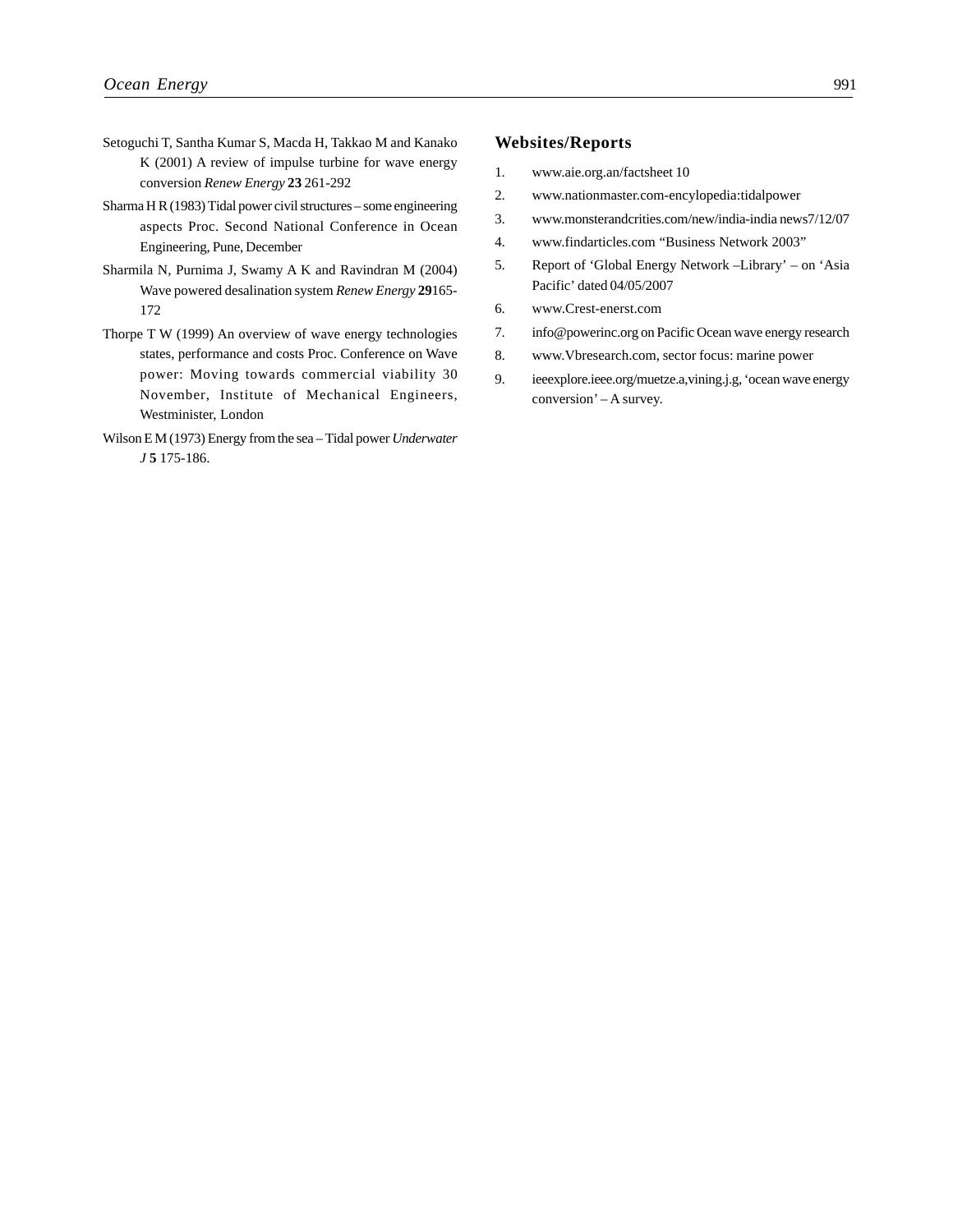Setoguchi T, Santha Kumar S, Macda H, Takkao M and Kanako K (2001) A review of impulse turbine for wave energy conversion *Renew Energy* **23** 261-292

Sharma H R (1983) Tidal power civil structures – some engineering aspects Proc. Second National Conference in Ocean Engineering, Pune, December

Sharmila N, Purnima J, Swamy A K and Ravindran M (2004) Wave powered desalination system *Renew Energy* **29**165-172

Thorpe T W (1999) An overview of wave energy technologies states, performance and costs Proc. Conference on Wave power: Moving towards commercial viability 30 November, Institute of Mechanical Engineers, Westminister, London

Wilson E M (1973) Energy from the sea – Tidal power *Underwater J* **5** 175-186.

## Websites/Reports

1. www.aie.org.an/factsheet 10
2. www.nationmaster.com-encylopedia:tidalpower
3. www.monsterandcrities.com/new/india-india news7/12/07
4. www.findarticles.com "Business Network 2003"
5. Report of 'Global Energy Network –Library' – on 'Asia Pacific' dated 04/05/2007
6. www.Crest-enerst.com
7. info@powerinc.org on Pacific Ocean wave energy research
8. www.Vbresearch.com, sector focus: marine power
9. ieeexplore.ieee.org/muetze.a,vining.j.g, 'ocean wave energy conversion' – A survey.